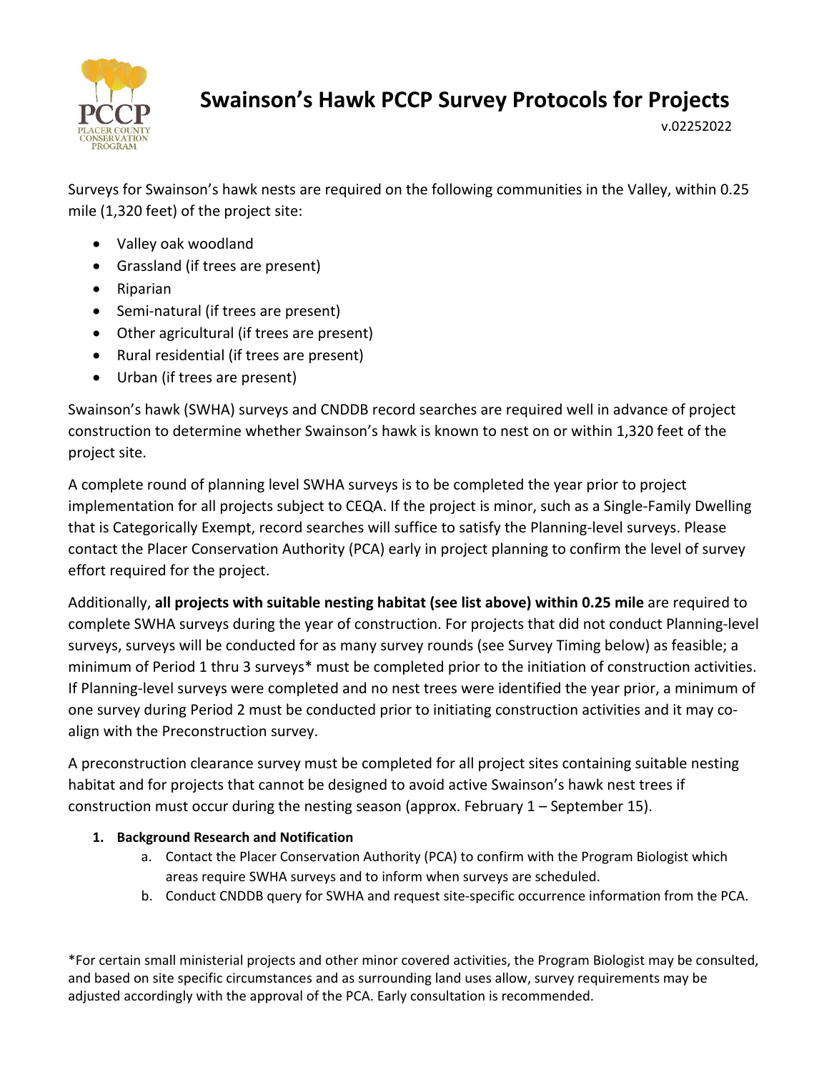# Swainson's Hawk PCCP Survey Protocols for Projects

v.02252022

Surveys for Swainson's hawk nests are required on the following communities in the Valley, within 0.25 mile (1,320 feet) of the project site:

- Valley oak woodland
- Grassland (if trees are present)
- Riparian
- Semi-natural (if trees are present)
- Other agricultural (if trees are present)
- Rural residential (if trees are present)
- Urban (if trees are present)

Swainson's hawk (SWHA) surveys and CNDDB record searches are required well in advance of project construction to determine whether Swainson's hawk is known to nest on or within 1,320 feet of the project site.

A complete round of planning level SWHA surveys is to be completed the year prior to project implementation for all projects subject to CEQA. If the project is minor, such as a Single-Family Dwelling that is Categorically Exempt, record searches will suffice to satisfy the Planning-level surveys. Please contact the Placer Conservation Authority (PCA) early in project planning to confirm the level of survey effort required for the project.

Additionally, **all projects with suitable nesting habitat (see list above) within 0.25 mile** are required to complete SWHA surveys during the year of construction. For projects that did not conduct Planning-level surveys, surveys will be conducted for as many survey rounds (see Survey Timing below) as feasible; a minimum of Period 1 thru 3 surveys* must be completed prior to the initiation of construction activities. If Planning-level surveys were completed and no nest trees were identified the year prior, a minimum of one survey during Period 2 must be conducted prior to initiating construction activities and it may co-align with the Preconstruction survey.

A preconstruction clearance survey must be completed for all project sites containing suitable nesting habitat and for projects that cannot be designed to avoid active Swainson's hawk nest trees if construction must occur during the nesting season (approx. February 1 – September 15).

1. **Background Research and Notification**
   a. Contact the Placer Conservation Authority (PCA) to confirm with the Program Biologist which areas require SWHA surveys and to inform when surveys are scheduled.
   b. Conduct CNDDB query for SWHA and request site-specific occurrence information from the PCA.

*For certain small ministerial projects and other minor covered activities, the Program Biologist may be consulted, and based on site specific circumstances and as surrounding land uses allow, survey requirements may be adjusted accordingly with the approval of the PCA. Early consultation is recommended.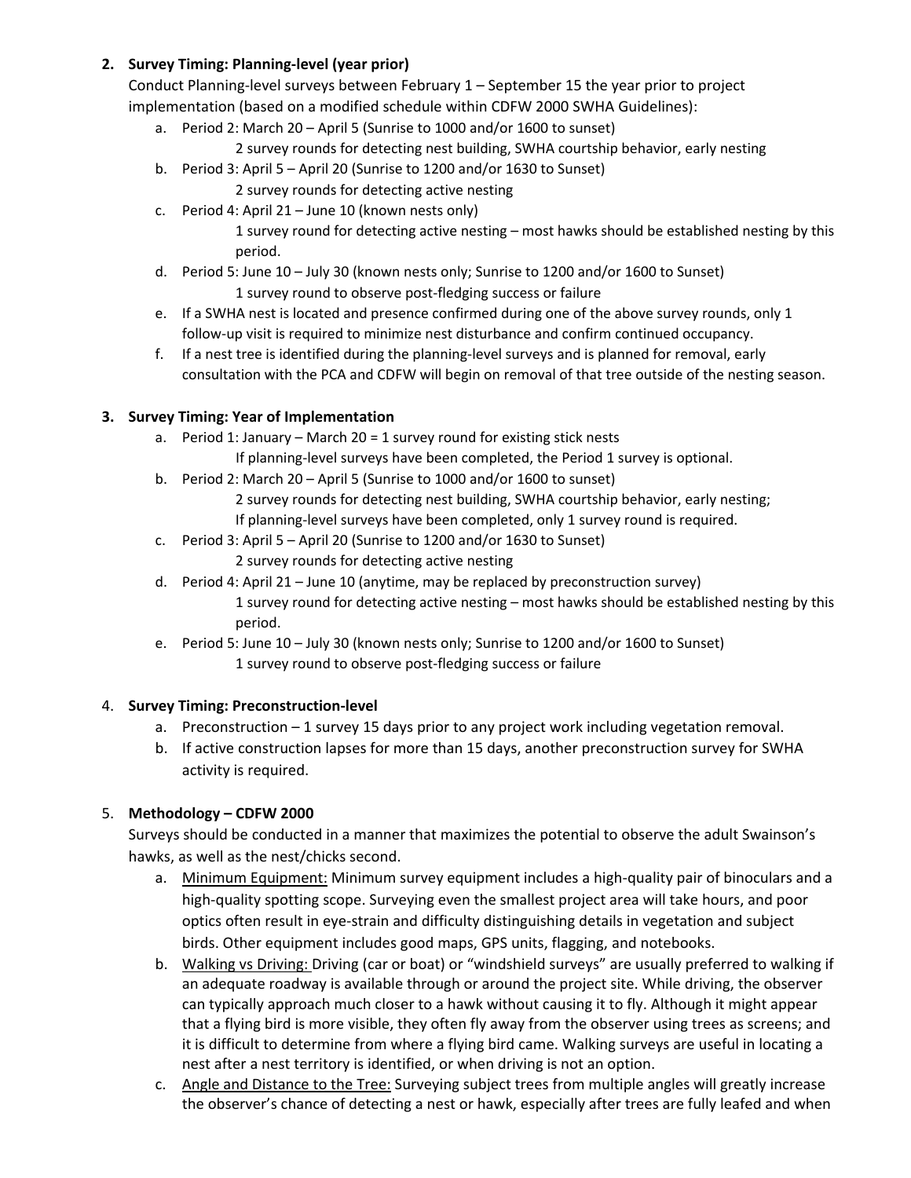2. **Survey Timing: Planning-level (year prior)**

   Conduct Planning-level surveys between February 1 – September 15 the year prior to project implementation (based on a modified schedule within CDFW 2000 SWHA Guidelines):

   a. Period 2: March 20 – April 5 (Sunrise to 1000 and/or 1600 to sunset)

      2 survey rounds for detecting nest building, SWHA courtship behavior, early nesting

   b. Period 3: April 5 – April 20 (Sunrise to 1200 and/or 1630 to Sunset)

      2 survey rounds for detecting active nesting

   c. Period 4: April 21 – June 10 (known nests only)

      1 survey round for detecting active nesting – most hawks should be established nesting by this period.

   d. Period 5: June 10 – July 30 (known nests only; Sunrise to 1200 and/or 1600 to Sunset)

      1 survey round to observe post-fledging success or failure

   e. If a SWHA nest is located and presence confirmed during one of the above survey rounds, only 1 follow-up visit is required to minimize nest disturbance and confirm continued occupancy.

   f. If a nest tree is identified during the planning-level surveys and is planned for removal, early consultation with the PCA and CDFW will begin on removal of that tree outside of the nesting season.

3. **Survey Timing: Year of Implementation**

   a. Period 1: January – March 20 = 1 survey round for existing stick nests

      If planning-level surveys have been completed, the Period 1 survey is optional.

   b. Period 2: March 20 – April 5 (Sunrise to 1000 and/or 1600 to sunset)

      2 survey rounds for detecting nest building, SWHA courtship behavior, early nesting;
      If planning-level surveys have been completed, only 1 survey round is required.

   c. Period 3: April 5 – April 20 (Sunrise to 1200 and/or 1630 to Sunset)

      2 survey rounds for detecting active nesting

   d. Period 4: April 21 – June 10 (anytime, may be replaced by preconstruction survey)

      1 survey round for detecting active nesting – most hawks should be established nesting by this period.

   e. Period 5: June 10 – July 30 (known nests only; Sunrise to 1200 and/or 1600 to Sunset)

      1 survey round to observe post-fledging success or failure

4. **Survey Timing: Preconstruction-level**

   a. Preconstruction – 1 survey 15 days prior to any project work including vegetation removal.

   b. If active construction lapses for more than 15 days, another preconstruction survey for SWHA activity is required.

5. **Methodology – CDFW 2000**

   Surveys should be conducted in a manner that maximizes the potential to observe the adult Swainson's hawks, as well as the nest/chicks second.

   a. <u>Minimum Equipment:</u> Minimum survey equipment includes a high-quality pair of binoculars and a high-quality spotting scope. Surveying even the smallest project area will take hours, and poor optics often result in eye-strain and difficulty distinguishing details in vegetation and subject birds. Other equipment includes good maps, GPS units, flagging, and notebooks.

   b. <u>Walking vs Driving:</u> Driving (car or boat) or "windshield surveys" are usually preferred to walking if an adequate roadway is available through or around the project site. While driving, the observer can typically approach much closer to a hawk without causing it to fly. Although it might appear that a flying bird is more visible, they often fly away from the observer using trees as screens; and it is difficult to determine from where a flying bird came. Walking surveys are useful in locating a nest after a nest territory is identified, or when driving is not an option.

   c. <u>Angle and Distance to the Tree:</u> Surveying subject trees from multiple angles will greatly increase the observer's chance of detecting a nest or hawk, especially after trees are fully leafed and when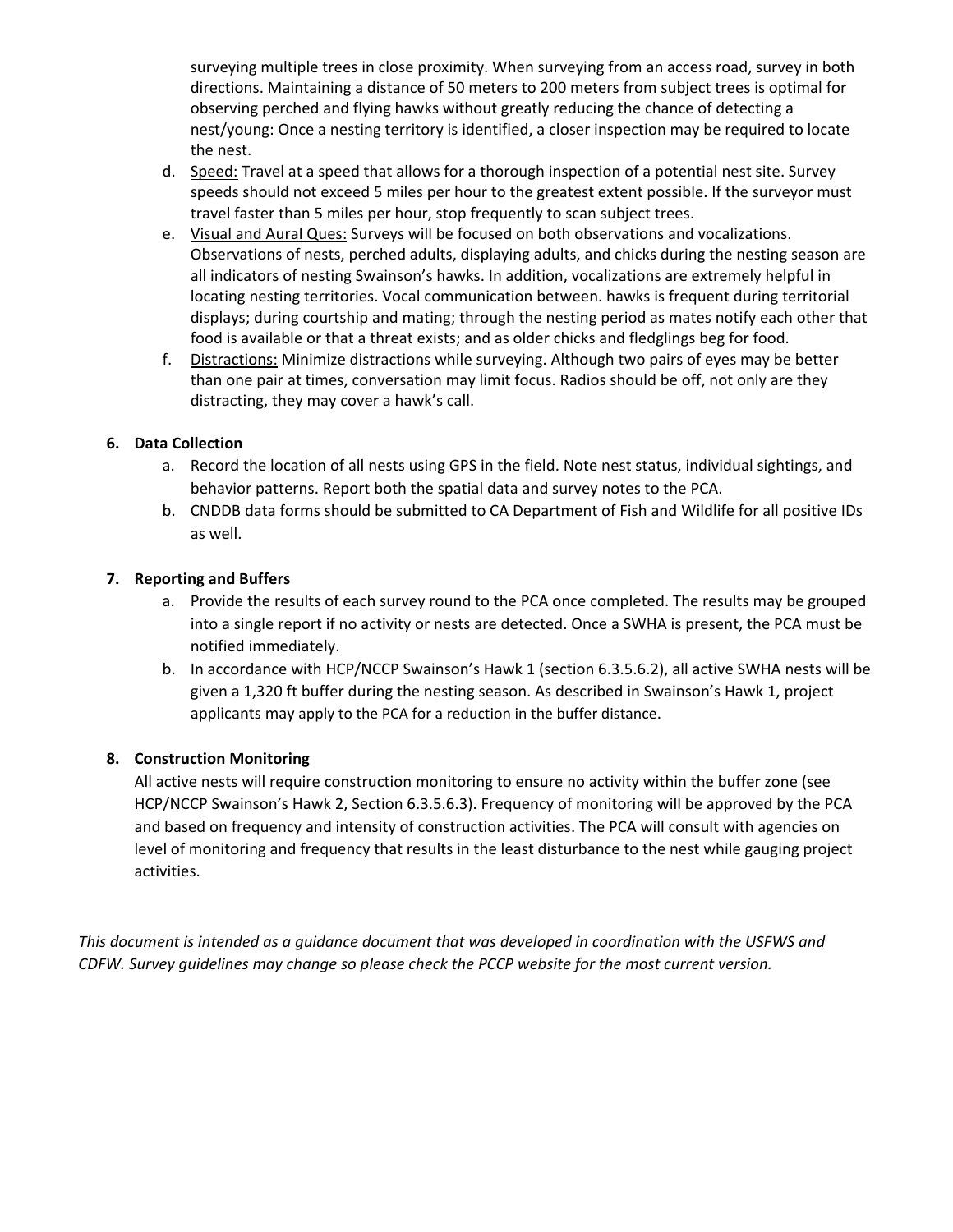surveying multiple trees in close proximity. When surveying from an access road, survey in both directions. Maintaining a distance of 50 meters to 200 meters from subject trees is optimal for observing perched and flying hawks without greatly reducing the chance of detecting a nest/young: Once a nesting territory is identified, a closer inspection may be required to locate the nest.

d. Speed: Travel at a speed that allows for a thorough inspection of a potential nest site. Survey speeds should not exceed 5 miles per hour to the greatest extent possible. If the surveyor must travel faster than 5 miles per hour, stop frequently to scan subject trees.

e. Visual and Aural Ques: Surveys will be focused on both observations and vocalizations. Observations of nests, perched adults, displaying adults, and chicks during the nesting season are all indicators of nesting Swainson's hawks. In addition, vocalizations are extremely helpful in locating nesting territories. Vocal communication between. hawks is frequent during territorial displays; during courtship and mating; through the nesting period as mates notify each other that food is available or that a threat exists; and as older chicks and fledglings beg for food.

f. Distractions: Minimize distractions while surveying. Although two pairs of eyes may be better than one pair at times, conversation may limit focus. Radios should be off, not only are they distracting, they may cover a hawk's call.

**6. Data Collection**

a. Record the location of all nests using GPS in the field. Note nest status, individual sightings, and behavior patterns. Report both the spatial data and survey notes to the PCA.

b. CNDDB data forms should be submitted to CA Department of Fish and Wildlife for all positive IDs as well.

**7. Reporting and Buffers**

a. Provide the results of each survey round to the PCA once completed. The results may be grouped into a single report if no activity or nests are detected. Once a SWHA is present, the PCA must be notified immediately.

b. In accordance with HCP/NCCP Swainson's Hawk 1 (section 6.3.5.6.2), all active SWHA nests will be given a 1,320 ft buffer during the nesting season. As described in Swainson's Hawk 1, project applicants may apply to the PCA for a reduction in the buffer distance.

**8. Construction Monitoring**

All active nests will require construction monitoring to ensure no activity within the buffer zone (see HCP/NCCP Swainson's Hawk 2, Section 6.3.5.6.3). Frequency of monitoring will be approved by the PCA and based on frequency and intensity of construction activities. The PCA will consult with agencies on level of monitoring and frequency that results in the least disturbance to the nest while gauging project activities.

*This document is intended as a guidance document that was developed in coordination with the USFWS and CDFW. Survey guidelines may change so please check the PCCP website for the most current version.*